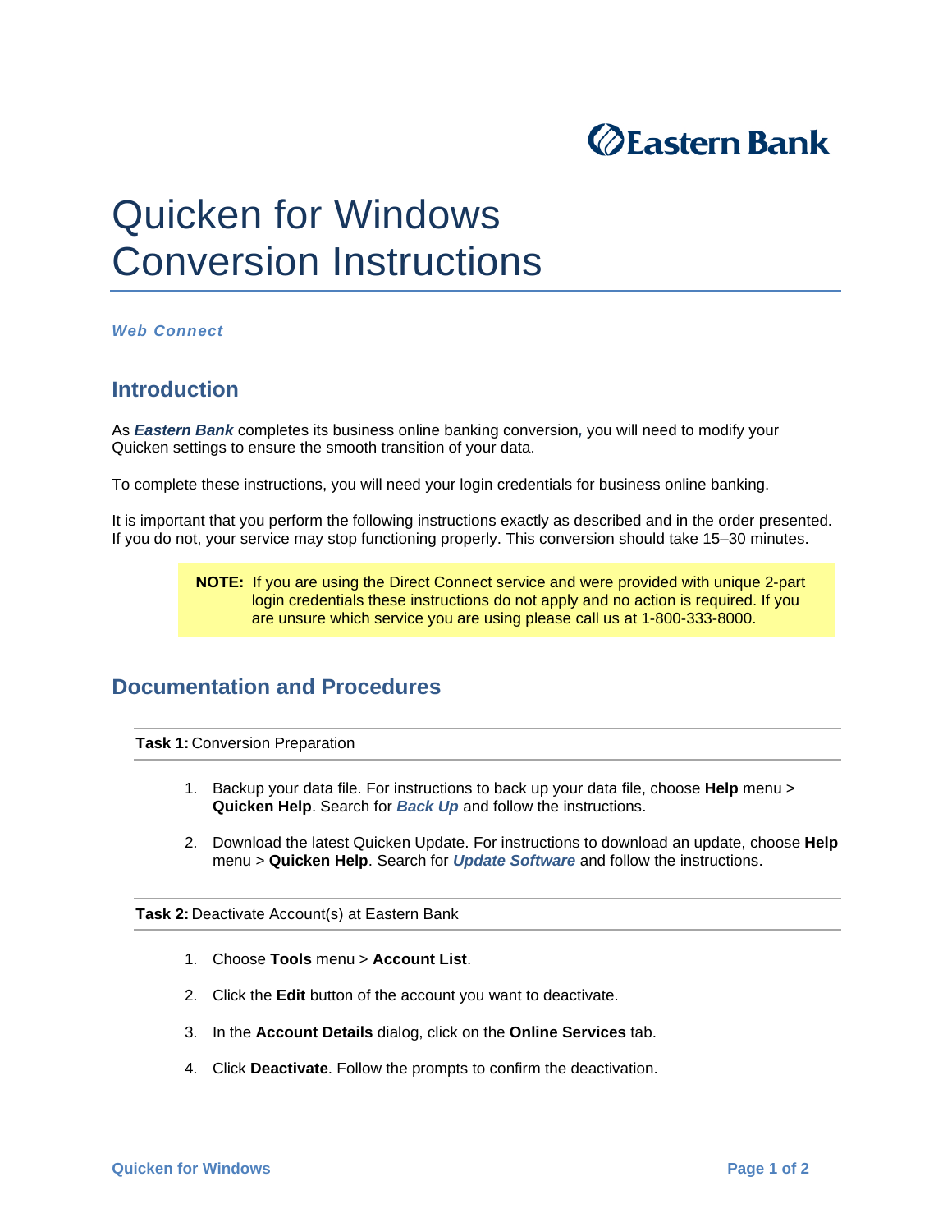Eastern Bank

# Quicken for Windows Conversion Instructions

***Web Connect***

## Introduction

As ***Eastern Bank*** completes its business online banking conversion, you will need to modify your Quicken settings to ensure the smooth transition of your data.

To complete these instructions, you will need your login credentials for business online banking.

It is important that you perform the following instructions exactly as described and in the order presented. If you do not, your service may stop functioning properly. This conversion should take 15–30 minutes.

> **NOTE:** If you are using the Direct Connect service and were provided with unique 2-part login credentials these instructions do not apply and no action is required. If you are unsure which service you are using please call us at 1-800-333-8000.

## Documentation and Procedures

**Task 1:** Conversion Preparation

1. Backup your data file. For instructions to back up your data file, choose **Help** menu > **Quicken Help**. Search for ***Back Up*** and follow the instructions.
2. Download the latest Quicken Update. For instructions to download an update, choose **Help** menu > **Quicken Help**. Search for ***Update Software*** and follow the instructions.

**Task 2:** Deactivate Account(s) at Eastern Bank

1. Choose **Tools** menu > **Account List**.
2. Click the **Edit** button of the account you want to deactivate.
3. In the **Account Details** dialog, click on the **Online Services** tab.
4. Click **Deactivate**. Follow the prompts to confirm the deactivation.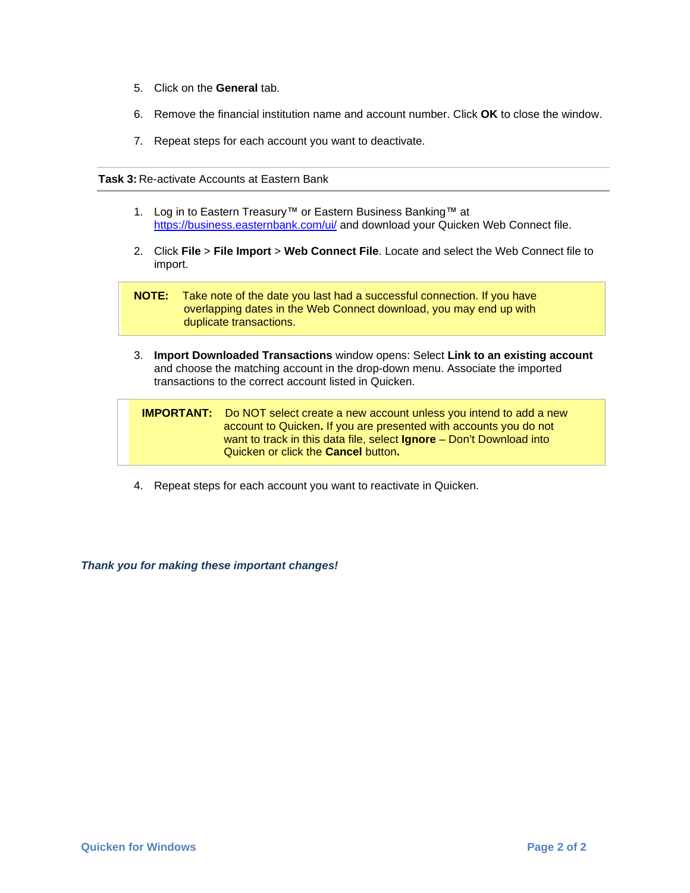5. Click on the **General** tab.

6. Remove the financial institution name and account number. Click **OK** to close the window.

7. Repeat steps for each account you want to deactivate.

**Task 3:** Re-activate Accounts at Eastern Bank

1. Log in to Eastern Treasury™ or Eastern Business Banking™ at https://business.easternbank.com/ui/ and download your Quicken Web Connect file.

2. Click **File** > **File Import** > **Web Connect File**. Locate and select the Web Connect file to import.

> **NOTE:** Take note of the date you last had a successful connection. If you have overlapping dates in the Web Connect download, you may end up with duplicate transactions.

3. **Import Downloaded Transactions** window opens: Select **Link to an existing account** and choose the matching account in the drop-down menu. Associate the imported transactions to the correct account listed in Quicken.

> **IMPORTANT:** Do NOT select create a new account unless you intend to add a new account to Quicken**.** If you are presented with accounts you do not want to track in this data file, select **Ignore** – Don't Download into Quicken or click the **Cancel** button**.**

4. Repeat steps for each account you want to reactivate in Quicken.

***Thank you for making these important changes!***